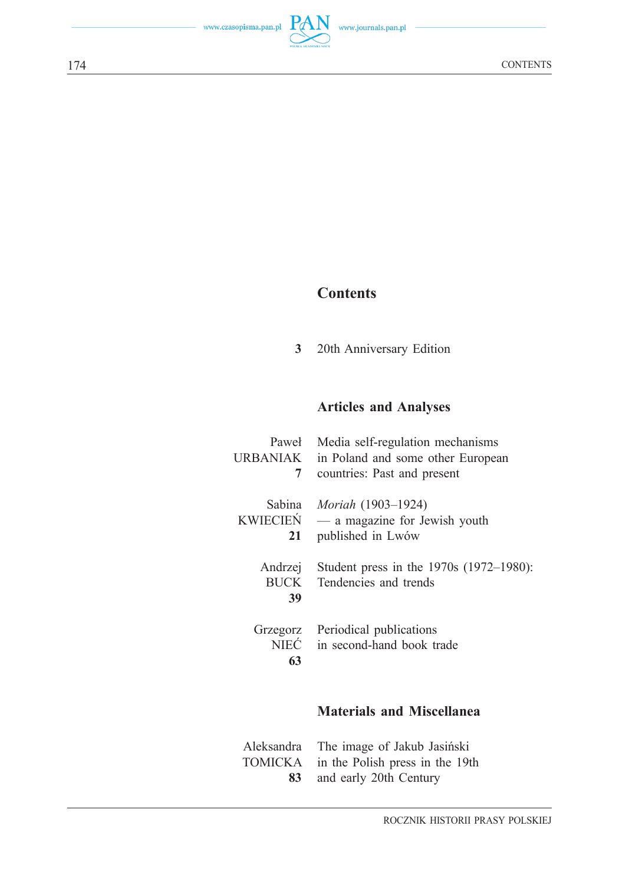## Contents

**3** 20th Anniversary Edition

### Articles and Analyses

Paweł URBANIAK **7** — Media self-regulation mechanisms in Poland and some other European countries: Past and present

Sabina KWIECIEŃ **21** — *Moriah* (1903–1924) — a magazine for Jewish youth published in Lwów

Andrzej BUCK **39** — Student press in the 1970s (1972–1980): Tendencies and trends

Grzegorz NIEĆ **63** — Periodical publications in second-hand book trade

### Materials and Miscellanea

Aleksandra TOMICKA **83** — The image of Jakub Jasiński in the Polish press in the 19th and early 20th Century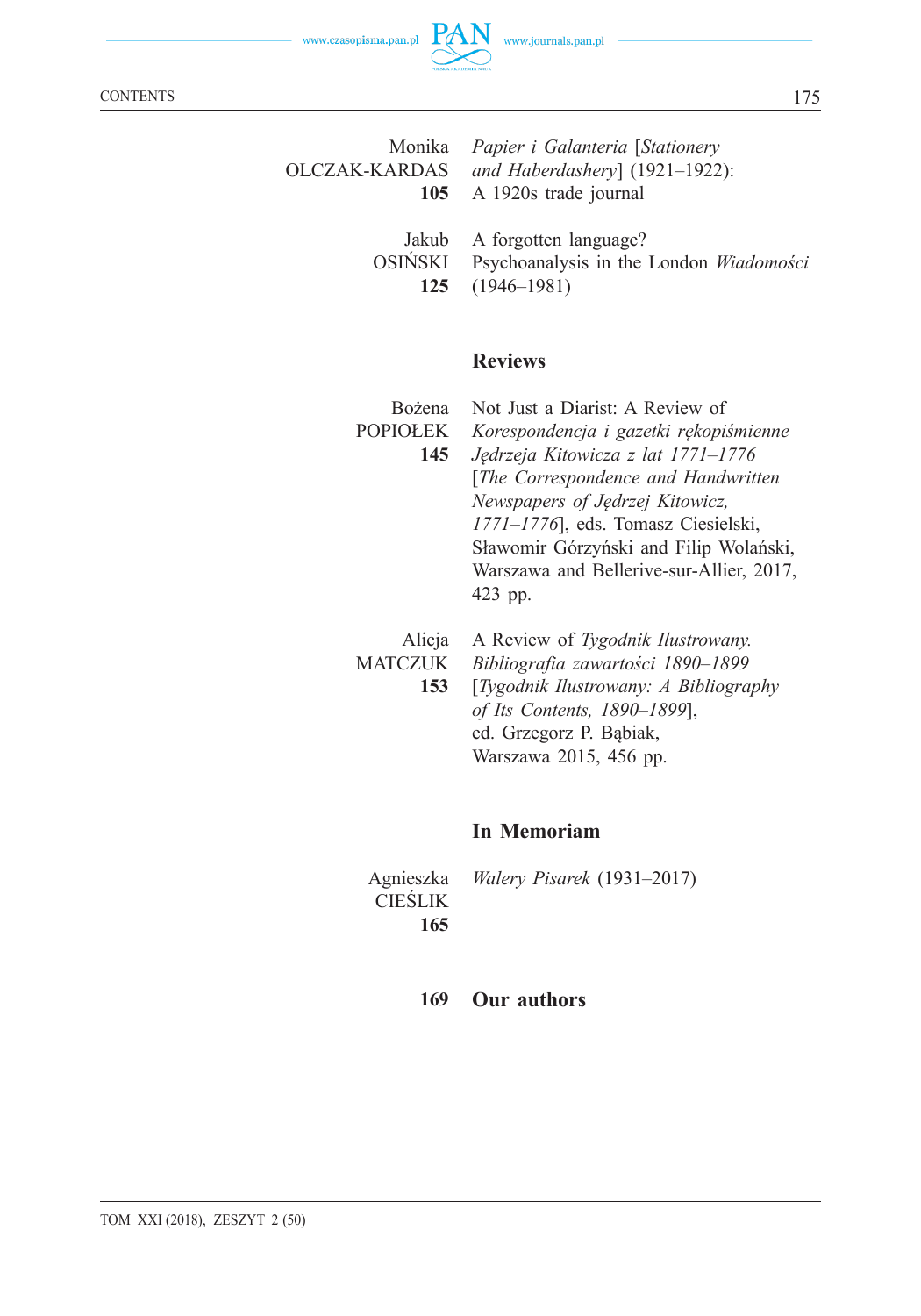Monika OLCZAK-KARDAS **105** — *Papier i Galanteria* [*Stationery and Haberdashery*] (1921–1922): A 1920s trade journal

Jakub OSIŃSKI **125** — A forgotten language? Psychoanalysis in the London *Wiadomości* (1946–1981)

## Reviews

Bożena POPIOŁEK **145** — Not Just a Diarist: A Review of *Korespondencja i gazetki rękopiśmienne Jędrzeja Kitowicza z lat 1771–1776* [*The Correspondence and Handwritten Newspapers of Jędrzej Kitowicz, 1771–1776*], eds. Tomasz Ciesielski, Sławomir Górzyński and Filip Wolański, Warszawa and Bellerive-sur-Allier, 2017, 423 pp.

Alicja MATCZUK **153** — A Review of *Tygodnik Ilustrowany. Bibliografia zawartości 1890–1899* [*Tygodnik Ilustrowany: A Bibliography of Its Contents, 1890–1899*], ed. Grzegorz P. Bąbiak, Warszawa 2015, 456 pp.

## In Memoriam

Agnieszka CIEŚLIK **165** — *Walery Pisarek* (1931–2017)

**169** **Our authors**